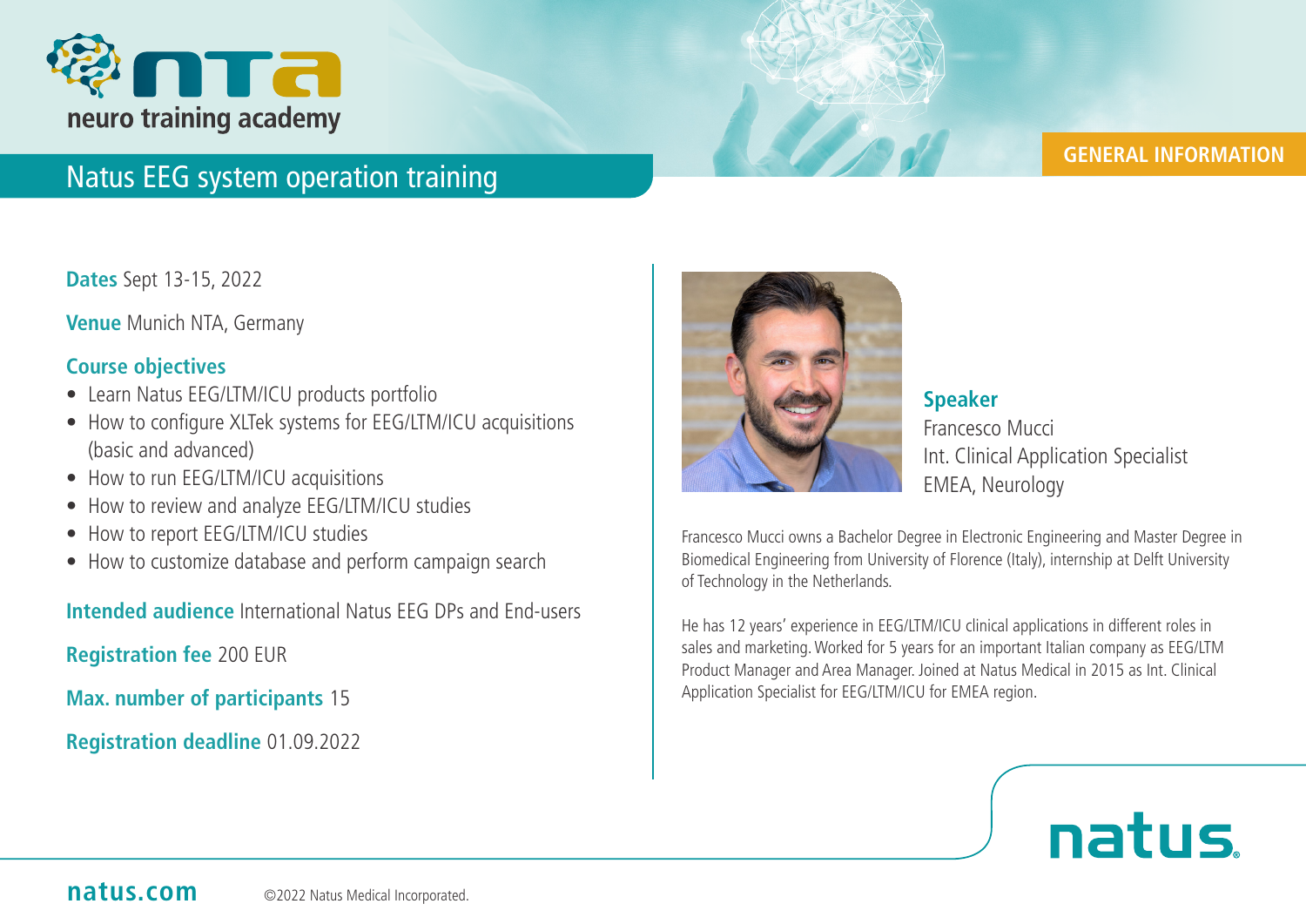neuro training academy

# Natus EEG system operation training

GENERAL INFORMATION

**Dates** Sept 13-15, 2022

**Venue** Munich NTA, Germany

## Course objectives

- Learn Natus EEG/LTM/ICU products portfolio
- How to configure XLTek systems for EEG/LTM/ICU acquisitions (basic and advanced)
- How to run EEG/LTM/ICU acquisitions
- How to review and analyze EEG/LTM/ICU studies
- How to report EEG/LTM/ICU studies
- How to customize database and perform campaign search

**Intended audience** International Natus EEG DPs and End-users

**Registration fee** 200 EUR

**Max. number of participants** 15

**Registration deadline** 01.09.2022

## Speaker

Francesco Mucci
Int. Clinical Application Specialist
EMEA, Neurology

Francesco Mucci owns a Bachelor Degree in Electronic Engineering and Master Degree in Biomedical Engineering from University of Florence (Italy), internship at Delft University of Technology in the Netherlands.

He has 12 years' experience in EEG/LTM/ICU clinical applications in different roles in sales and marketing. Worked for 5 years for an important Italian company as EEG/LTM Product Manager and Area Manager. Joined at Natus Medical in 2015 as Int. Clinical Application Specialist for EEG/LTM/ICU for EMEA region.

natus

natus.com ©2022 Natus Medical Incorporated.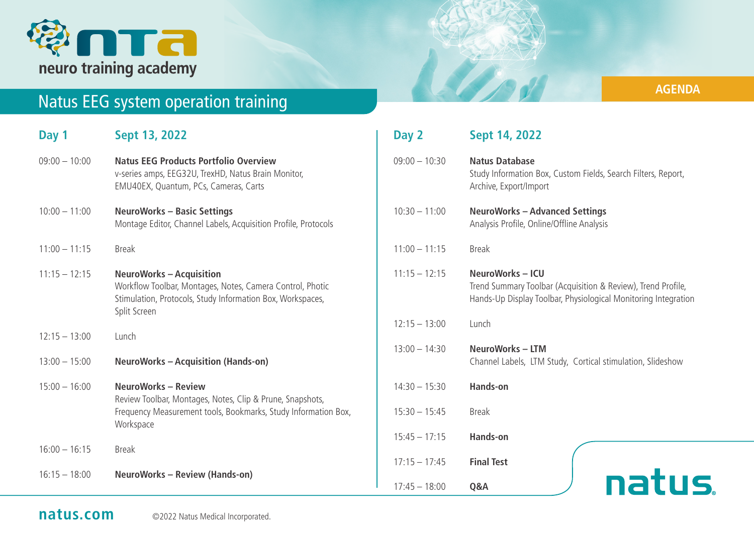# neuro training academy

## Natus EEG system operation training

**AGENDA**

### Day 1 — Sept 13, 2022

| Time | Session |
| --- | --- |
| 09:00 – 10:00 | **Natus EEG Products Portfolio Overview**<br>v-series amps, EEG32U, TrexHD, Natus Brain Monitor, EMU40EX, Quantum, PCs, Cameras, Carts |
| 10:00 – 11:00 | **NeuroWorks – Basic Settings**<br>Montage Editor, Channel Labels, Acquisition Profile, Protocols |
| 11:00 – 11:15 | Break |
| 11:15 – 12:15 | **NeuroWorks – Acquisition**<br>Workflow Toolbar, Montages, Notes, Camera Control, Photic Stimulation, Protocols, Study Information Box, Workspaces, Split Screen |
| 12:15 – 13:00 | Lunch |
| 13:00 – 15:00 | **NeuroWorks – Acquisition (Hands-on)** |
| 15:00 – 16:00 | **NeuroWorks – Review**<br>Review Toolbar, Montages, Notes, Clip & Prune, Snapshots, Frequency Measurement tools, Bookmarks, Study Information Box, Workspace |
| 16:00 – 16:15 | Break |
| 16:15 – 18:00 | **NeuroWorks – Review (Hands-on)** |

### Day 2 — Sept 14, 2022

| Time | Session |
| --- | --- |
| 09:00 – 10:30 | **Natus Database**<br>Study Information Box, Custom Fields, Search Filters, Report, Archive, Export/Import |
| 10:30 – 11:00 | **NeuroWorks – Advanced Settings**<br>Analysis Profile, Online/Offline Analysis |
| 11:00 – 11:15 | Break |
| 11:15 – 12:15 | **NeuroWorks – ICU**<br>Trend Summary Toolbar (Acquisition & Review), Trend Profile, Hands-Up Display Toolbar, Physiological Monitoring Integration |
| 12:15 – 13:00 | Lunch |
| 13:00 – 14:30 | **NeuroWorks – LTM**<br>Channel Labels, LTM Study, Cortical stimulation, Slideshow |
| 14:30 – 15:30 | **Hands-on** |
| 15:30 – 15:45 | Break |
| 15:45 – 17:15 | **Hands-on** |
| 17:15 – 17:45 | **Final Test** |
| 17:45 – 18:00 | **Q&A** |

natus.

natus.com ©2022 Natus Medical Incorporated.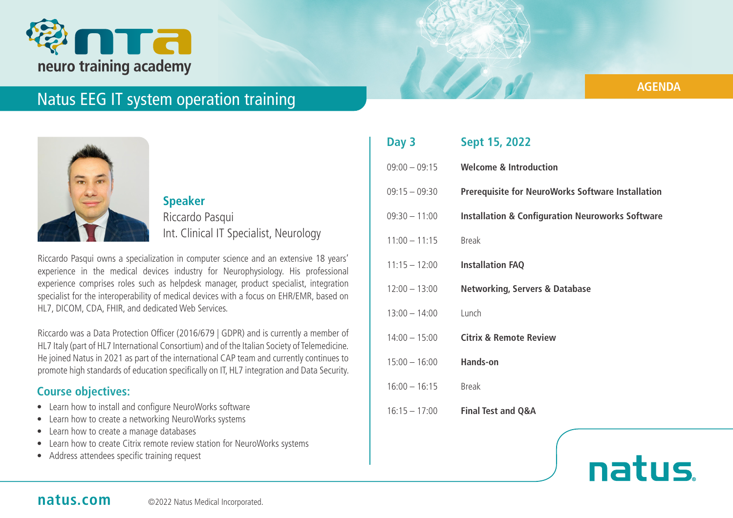neuro training academy

# Natus EEG IT system operation training

## AGENDA

### Speaker

Riccardo Pasqui
Int. Clinical IT Specialist, Neurology

Riccardo Pasqui owns a specialization in computer science and an extensive 18 years' experience in the medical devices industry for Neurophysiology. His professional experience comprises roles such as helpdesk manager, product specialist, integration specialist for the interoperability of medical devices with a focus on EHR/EMR, based on HL7, DICOM, CDA, FHIR, and dedicated Web Services.

Riccardo was a Data Protection Officer (2016/679 | GDPR) and is currently a member of HL7 Italy (part of HL7 International Consortium) and of the Italian Society of Telemedicine. He joined Natus in 2021 as part of the international CAP team and currently continues to promote high standards of education specifically on IT, HL7 integration and Data Security.

### Course objectives:

- Learn how to install and configure NeuroWorks software
- Learn how to create a networking NeuroWorks systems
- Learn how to create a manage databases
- Learn how to create Citrix remote review station for NeuroWorks systems
- Address attendees specific training request

| Day 3 | Sept 15, 2022 |
|---|---|
| 09:00 – 09:15 | **Welcome & Introduction** |
| 09:15 – 09:30 | **Prerequisite for NeuroWorks Software Installation** |
| 09:30 – 11:00 | **Installation & Configuration Neuroworks Software** |
| 11:00 – 11:15 | Break |
| 11:15 – 12:00 | **Installation FAQ** |
| 12:00 – 13:00 | **Networking, Servers & Database** |
| 13:00 – 14:00 | Lunch |
| 14:00 – 15:00 | **Citrix & Remote Review** |
| 15:00 – 16:00 | **Hands-on** |
| 16:00 – 16:15 | Break |
| 16:15 – 17:00 | **Final Test and Q&A** |

natus

natus.com ©2022 Natus Medical Incorporated.